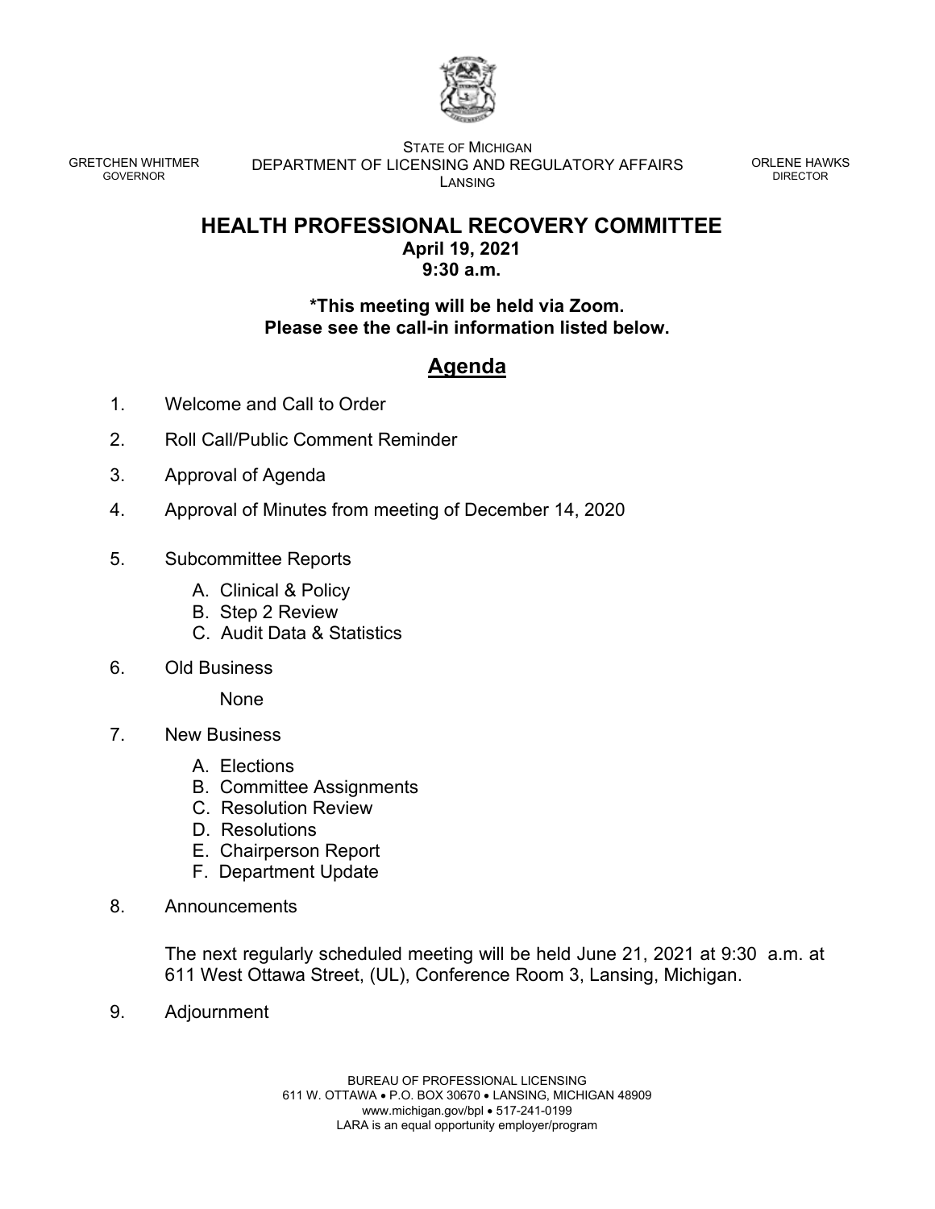GRETCHEN WHITMER
GOVERNOR

STATE OF MICHIGAN
DEPARTMENT OF LICENSING AND REGULATORY AFFAIRS
LANSING

ORLENE HAWKS
DIRECTOR

# HEALTH PROFESSIONAL RECOVERY COMMITTEE

**April 19, 2021**
**9:30 a.m.**

**\*This meeting will be held via Zoom.**
**Please see the call-in information listed below.**

## Agenda

1. Welcome and Call to Order
2. Roll Call/Public Comment Reminder
3. Approval of Agenda
4. Approval of Minutes from meeting of December 14, 2020
5. Subcommittee Reports
   - A. Clinical & Policy
   - B. Step 2 Review
   - C. Audit Data & Statistics
6. Old Business

   None
7. New Business
   - A. Elections
   - B. Committee Assignments
   - C. Resolution Review
   - D. Resolutions
   - E. Chairperson Report
   - F. Department Update
8. Announcements

   The next regularly scheduled meeting will be held June 21, 2021 at 9:30 a.m. at 611 West Ottawa Street, (UL), Conference Room 3, Lansing, Michigan.
9. Adjournment

BUREAU OF PROFESSIONAL LICENSING
611 W. OTTAWA • P.O. BOX 30670 • LANSING, MICHIGAN 48909
www.michigan.gov/bpl • 517-241-0199
LARA is an equal opportunity employer/program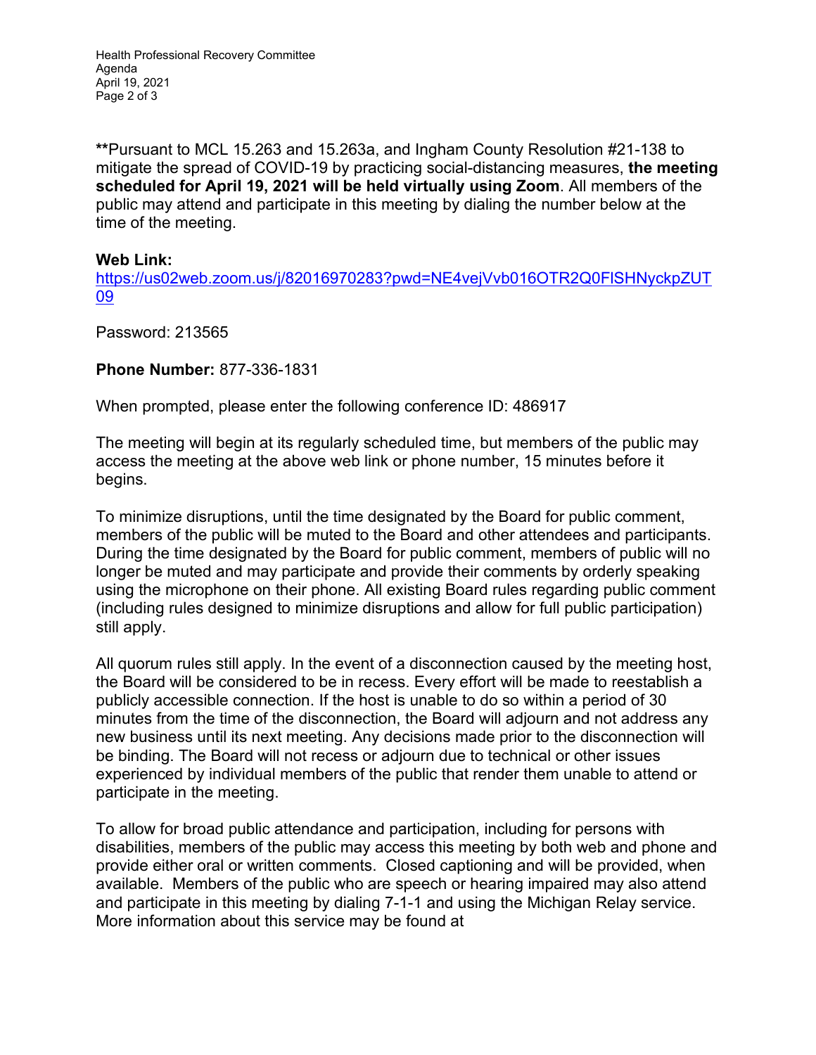**Pursuant to MCL 15.263 and 15.263a, and Ingham County Resolution #21-138 to mitigate the spread of COVID-19 by practicing social-distancing measures, **the meeting scheduled for April 19, 2021 will be held virtually using Zoom**. All members of the public may attend and participate in this meeting by dialing the number below at the time of the meeting.

**Web Link:**
https://us02web.zoom.us/j/82016970283?pwd=NE4vejVvb016OTR2Q0FlSHNyckpZUT09

Password: 213565

**Phone Number:** 877-336-1831

When prompted, please enter the following conference ID: 486917

The meeting will begin at its regularly scheduled time, but members of the public may access the meeting at the above web link or phone number, 15 minutes before it begins.

To minimize disruptions, until the time designated by the Board for public comment, members of the public will be muted to the Board and other attendees and participants. During the time designated by the Board for public comment, members of public will no longer be muted and may participate and provide their comments by orderly speaking using the microphone on their phone. All existing Board rules regarding public comment (including rules designed to minimize disruptions and allow for full public participation) still apply.

All quorum rules still apply. In the event of a disconnection caused by the meeting host, the Board will be considered to be in recess. Every effort will be made to reestablish a publicly accessible connection. If the host is unable to do so within a period of 30 minutes from the time of the disconnection, the Board will adjourn and not address any new business until its next meeting. Any decisions made prior to the disconnection will be binding. The Board will not recess or adjourn due to technical or other issues experienced by individual members of the public that render them unable to attend or participate in the meeting.

To allow for broad public attendance and participation, including for persons with disabilities, members of the public may access this meeting by both web and phone and provide either oral or written comments. Closed captioning and will be provided, when available. Members of the public who are speech or hearing impaired may also attend and participate in this meeting by dialing 7-1-1 and using the Michigan Relay service. More information about this service may be found at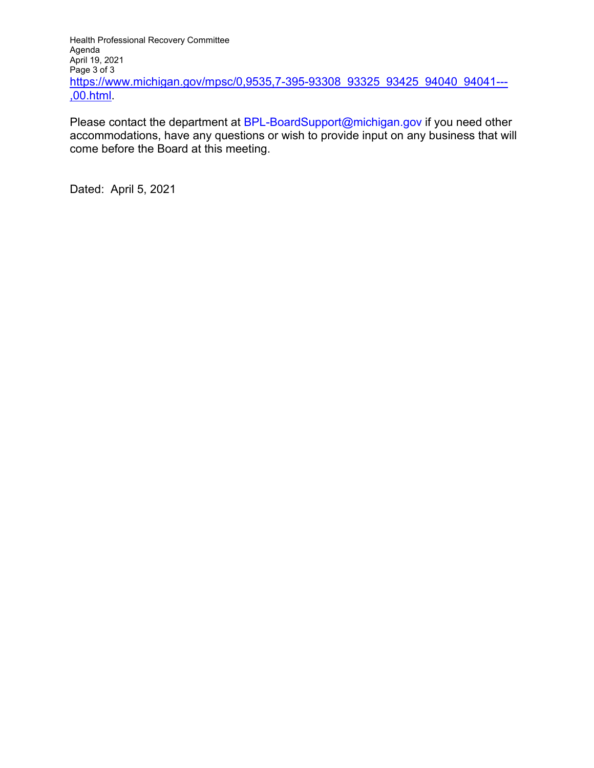https://www.michigan.gov/mpsc/0,9535,7-395-93308_93325_93425_94040_94041---,00.html.

Please contact the department at BPL-BoardSupport@michigan.gov if you need other accommodations, have any questions or wish to provide input on any business that will come before the Board at this meeting.

Dated: April 5, 2021